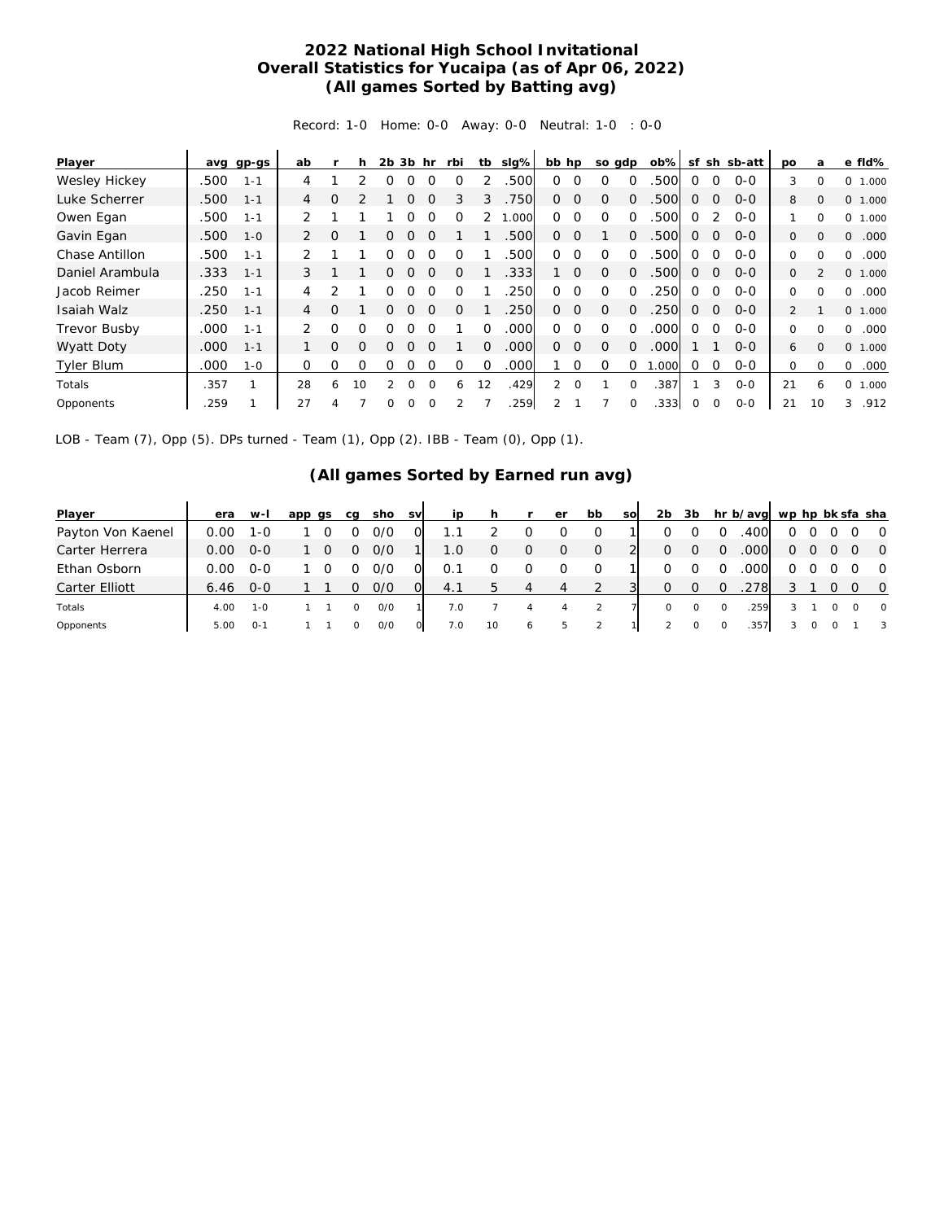# 2022 National High School Invitational
## Overall Statistics for Yucaipa (as of Apr 06, 2022)
### (All games Sorted by Batting avg)

Record: 1-0 Home: 0-0 Away: 0-0 Neutral: 1-0 : 0-0

| Player | avg | gp-gs | ab | r | h | 2b | 3b | hr | rbi | tb | slg% | bb | hp | so | gdp | ob% | sf | sh | sb-att | po | a | e | fld% |
|---|---|---|---|---|---|---|---|---|---|---|---|---|---|---|---|---|---|---|---|---|---|---|---|
| Wesley Hickey | .500 | 1-1 | 4 | 1 | 2 | 0 | 0 | 0 | 0 | 2 | .500 | 0 | 0 | 0 | 0 | .500 | 0 | 0 | 0-0 | 3 | 0 | 0 | 1.000 |
| Luke Scherrer | .500 | 1-1 | 4 | 0 | 2 | 1 | 0 | 0 | 3 | 3 | .750 | 0 | 0 | 0 | 0 | .500 | 0 | 0 | 0-0 | 8 | 0 | 0 | 1.000 |
| Owen Egan | .500 | 1-1 | 2 | 1 | 1 | 1 | 0 | 0 | 0 | 2 | 1.000 | 0 | 0 | 0 | 0 | .500 | 0 | 2 | 0-0 | 1 | 0 | 0 | 1.000 |
| Gavin Egan | .500 | 1-0 | 2 | 0 | 1 | 0 | 0 | 0 | 1 | 1 | .500 | 0 | 0 | 1 | 0 | .500 | 0 | 0 | 0-0 | 0 | 0 | 0 | .000 |
| Chase Antillon | .500 | 1-1 | 2 | 1 | 1 | 0 | 0 | 0 | 0 | 1 | .500 | 0 | 0 | 0 | 0 | .500 | 0 | 0 | 0-0 | 0 | 0 | 0 | .000 |
| Daniel Arambula | .333 | 1-1 | 3 | 1 | 1 | 0 | 0 | 0 | 0 | 1 | .333 | 1 | 0 | 0 | 0 | .500 | 0 | 0 | 0-0 | 0 | 2 | 0 | 1.000 |
| Jacob Reimer | .250 | 1-1 | 4 | 2 | 1 | 0 | 0 | 0 | 0 | 1 | .250 | 0 | 0 | 0 | 0 | .250 | 0 | 0 | 0-0 | 0 | 0 | 0 | .000 |
| Isaiah Walz | .250 | 1-1 | 4 | 0 | 1 | 0 | 0 | 0 | 0 | 1 | .250 | 0 | 0 | 0 | 0 | .250 | 0 | 0 | 0-0 | 2 | 1 | 0 | 1.000 |
| Trevor Busby | .000 | 1-1 | 2 | 0 | 0 | 0 | 0 | 0 | 1 | 0 | .000 | 0 | 0 | 0 | 0 | .000 | 0 | 0 | 0-0 | 0 | 0 | 0 | .000 |
| Wyatt Doty | .000 | 1-1 | 1 | 0 | 0 | 0 | 0 | 0 | 1 | 0 | .000 | 0 | 0 | 0 | 0 | .000 | 1 | 1 | 0-0 | 6 | 0 | 0 | 1.000 |
| Tyler Blum | .000 | 1-0 | 0 | 0 | 0 | 0 | 0 | 0 | 0 | 0 | .000 | 1 | 0 | 0 | 0 | 1.000 | 0 | 0 | 0-0 | 0 | 0 | 0 | .000 |
| Totals | .357 | 1 | 28 | 6 | 10 | 2 | 0 | 0 | 6 | 12 | .429 | 2 | 0 | 1 | 0 | .387 | 1 | 3 | 0-0 | 21 | 6 | 0 | 1.000 |
| Opponents | .259 | 1 | 27 | 4 | 7 | 0 | 0 | 0 | 2 | 7 | .259 | 2 | 1 | 7 | 0 | .333 | 0 | 0 | 0-0 | 21 | 10 | 3 | .912 |

LOB - Team (7), Opp (5). DPs turned - Team (1), Opp (2). IBB - Team (0), Opp (1).

### (All games Sorted by Earned run avg)

| Player | era | w-l | app | gs | cg | sho | sv | ip | h | r | er | bb | so | 2b | 3b | hr | b/avg | wp | hp | bk | sfa | sha |
|---|---|---|---|---|---|---|---|---|---|---|---|---|---|---|---|---|---|---|---|---|---|---|
| Payton Von Kaenel | 0.00 | 1-0 | 1 | 0 | 0 | 0/0 | 0 | 1.1 | 2 | 0 | 0 | 0 | 1 | 0 | 0 | 0 | .400 | 0 | 0 | 0 | 0 | 0 |
| Carter Herrera | 0.00 | 0-0 | 1 | 0 | 0 | 0/0 | 1 | 1.0 | 0 | 0 | 0 | 0 | 2 | 0 | 0 | 0 | .000 | 0 | 0 | 0 | 0 | 0 |
| Ethan Osborn | 0.00 | 0-0 | 1 | 0 | 0 | 0/0 | 0 | 0.1 | 0 | 0 | 0 | 0 | 1 | 0 | 0 | 0 | .000 | 0 | 0 | 0 | 0 | 0 |
| Carter Elliott | 6.46 | 0-0 | 1 | 1 | 0 | 0/0 | 0 | 4.1 | 5 | 4 | 4 | 2 | 3 | 0 | 0 | 0 | .278 | 3 | 1 | 0 | 0 | 0 |
| Totals | 4.00 | 1-0 | 1 | 1 | 0 | 0/0 | 1 | 7.0 | 7 | 4 | 4 | 2 | 7 | 0 | 0 | 0 | .259 | 3 | 1 | 0 | 0 | 0 |
| Opponents | 5.00 | 0-1 | 1 | 1 | 0 | 0/0 | 0 | 7.0 | 10 | 6 | 5 | 2 | 1 | 2 | 0 | 0 | .357 | 3 | 0 | 0 | 1 | 3 |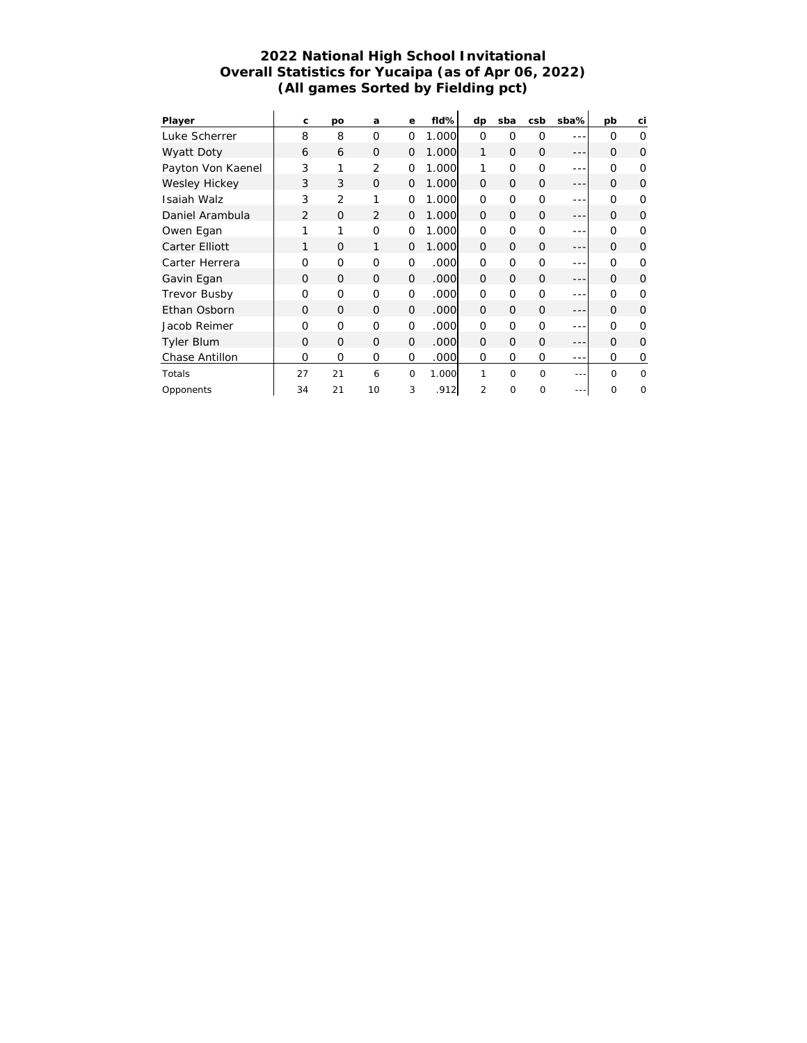# 2022 National High School Invitational
## Overall Statistics for Yucaipa (as of Apr 06, 2022)
### (All games Sorted by Fielding pct)

| Player | c | po | a | e | fld% | dp | sba | csb | sba% | pb | ci |
|---|---|---|---|---|---|---|---|---|---|---|---|
| Luke Scherrer | 8 | 8 | 0 | 0 | 1.000 | 0 | 0 | 0 | --- | 0 | 0 |
| Wyatt Doty | 6 | 6 | 0 | 0 | 1.000 | 1 | 0 | 0 | --- | 0 | 0 |
| Payton Von Kaenel | 3 | 1 | 2 | 0 | 1.000 | 1 | 0 | 0 | --- | 0 | 0 |
| Wesley Hickey | 3 | 3 | 0 | 0 | 1.000 | 0 | 0 | 0 | --- | 0 | 0 |
| Isaiah Walz | 3 | 2 | 1 | 0 | 1.000 | 0 | 0 | 0 | --- | 0 | 0 |
| Daniel Arambula | 2 | 0 | 2 | 0 | 1.000 | 0 | 0 | 0 | --- | 0 | 0 |
| Owen Egan | 1 | 1 | 0 | 0 | 1.000 | 0 | 0 | 0 | --- | 0 | 0 |
| Carter Elliott | 1 | 0 | 1 | 0 | 1.000 | 0 | 0 | 0 | --- | 0 | 0 |
| Carter Herrera | 0 | 0 | 0 | 0 | .000 | 0 | 0 | 0 | --- | 0 | 0 |
| Gavin Egan | 0 | 0 | 0 | 0 | .000 | 0 | 0 | 0 | --- | 0 | 0 |
| Trevor Busby | 0 | 0 | 0 | 0 | .000 | 0 | 0 | 0 | --- | 0 | 0 |
| Ethan Osborn | 0 | 0 | 0 | 0 | .000 | 0 | 0 | 0 | --- | 0 | 0 |
| Jacob Reimer | 0 | 0 | 0 | 0 | .000 | 0 | 0 | 0 | --- | 0 | 0 |
| Tyler Blum | 0 | 0 | 0 | 0 | .000 | 0 | 0 | 0 | --- | 0 | 0 |
| Chase Antillon | 0 | 0 | 0 | 0 | .000 | 0 | 0 | 0 | --- | 0 | 0 |
| Totals | 27 | 21 | 6 | 0 | 1.000 | 1 | 0 | 0 | --- | 0 | 0 |
| Opponents | 34 | 21 | 10 | 3 | .912 | 2 | 0 | 0 | --- | 0 | 0 |